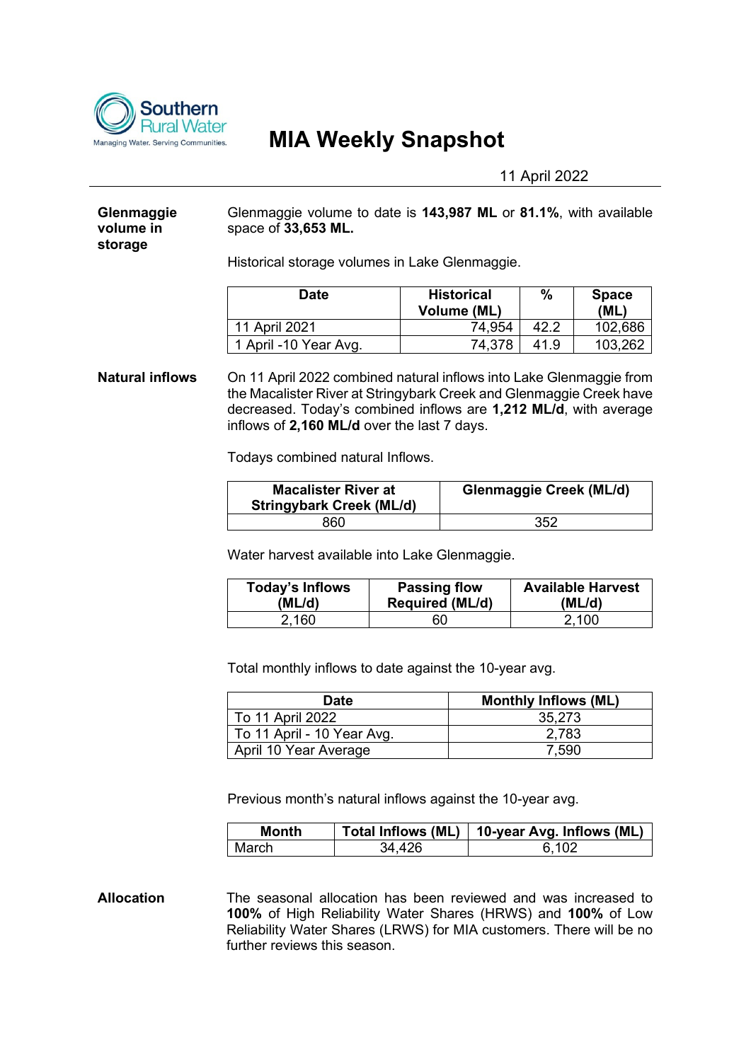Southern Rural Water

Managing Water. Serving Communities.

# MIA Weekly Snapshot

11 April 2022

**Glenmaggie volume in storage**

Glenmaggie volume to date is **143,987 ML** or **81.1%**, with available space of **33,653 ML.**

Historical storage volumes in Lake Glenmaggie.

| Date | Historical Volume (ML) | % | Space (ML) |
|---|---|---|---|
| 11 April 2021 | 74,954 | 42.2 | 102,686 |
| 1 April -10 Year Avg. | 74,378 | 41.9 | 103,262 |

**Natural inflows**

On 11 April 2022 combined natural inflows into Lake Glenmaggie from the Macalister River at Stringybark Creek and Glenmaggie Creek have decreased. Today's combined inflows are **1,212 ML/d**, with average inflows of **2,160 ML/d** over the last 7 days.

Todays combined natural Inflows.

| Macalister River at Stringybark Creek (ML/d) | Glenmaggie Creek (ML/d) |
|---|---|
| 860 | 352 |

Water harvest available into Lake Glenmaggie.

| Today's Inflows (ML/d) | Passing flow Required (ML/d) | Available Harvest (ML/d) |
|---|---|---|
| 2,160 | 60 | 2,100 |

Total monthly inflows to date against the 10-year avg.

| Date | Monthly Inflows (ML) |
|---|---|
| To 11 April 2022 | 35,273 |
| To 11 April - 10 Year Avg. | 2,783 |
| April 10 Year Average | 7,590 |

Previous month's natural inflows against the 10-year avg.

| Month | Total Inflows (ML) | 10-year Avg. Inflows (ML) |
|---|---|---|
| March | 34,426 | 6,102 |

**Allocation**

The seasonal allocation has been reviewed and was increased to **100%** of High Reliability Water Shares (HRWS) and **100%** of Low Reliability Water Shares (LRWS) for MIA customers. There will be no further reviews this season.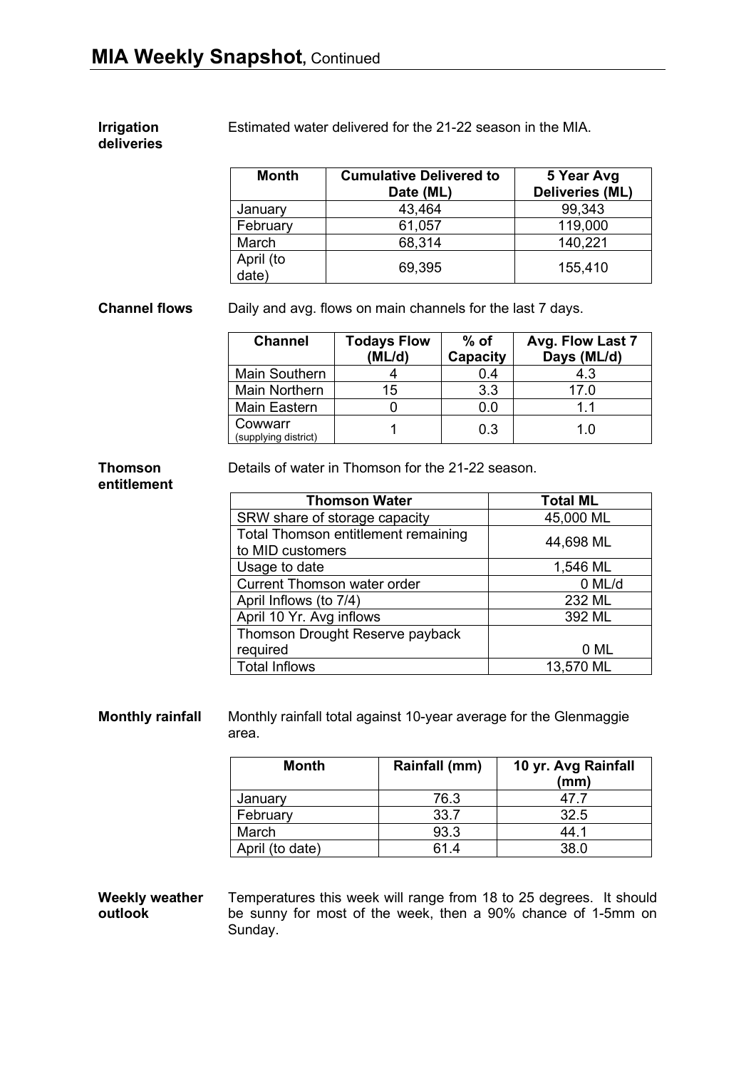# MIA Weekly Snapshot, Continued

**Irrigation deliveries**

Estimated water delivered for the 21-22 season in the MIA.

| Month | Cumulative Delivered to Date (ML) | 5 Year Avg Deliveries (ML) |
|---|---|---|
| January | 43,464 | 99,343 |
| February | 61,057 | 119,000 |
| March | 68,314 | 140,221 |
| April (to date) | 69,395 | 155,410 |

**Channel flows**

Daily and avg. flows on main channels for the last 7 days.

| Channel | Todays Flow (ML/d) | % of Capacity | Avg. Flow Last 7 Days (ML/d) |
|---|---|---|---|
| Main Southern | 4 | 0.4 | 4.3 |
| Main Northern | 15 | 3.3 | 17.0 |
| Main Eastern | 0 | 0.0 | 1.1 |
| Cowwarr (supplying district) | 1 | 0.3 | 1.0 |

**Thomson entitlement**

Details of water in Thomson for the 21-22 season.

| Thomson Water | Total ML |
|---|---|
| SRW share of storage capacity | 45,000 ML |
| Total Thomson entitlement remaining to MID customers | 44,698 ML |
| Usage to date | 1,546 ML |
| Current Thomson water order | 0 ML/d |
| April Inflows (to 7/4) | 232 ML |
| April 10 Yr. Avg inflows | 392 ML |
| Thomson Drought Reserve payback required | 0 ML |
| Total Inflows | 13,570 ML |

**Monthly rainfall**

Monthly rainfall total against 10-year average for the Glenmaggie area.

| Month | Rainfall (mm) | 10 yr. Avg Rainfall (mm) |
|---|---|---|
| January | 76.3 | 47.7 |
| February | 33.7 | 32.5 |
| March | 93.3 | 44.1 |
| April (to date) | 61.4 | 38.0 |

**Weekly weather outlook**

Temperatures this week will range from 18 to 25 degrees. It should be sunny for most of the week, then a 90% chance of 1-5mm on Sunday.